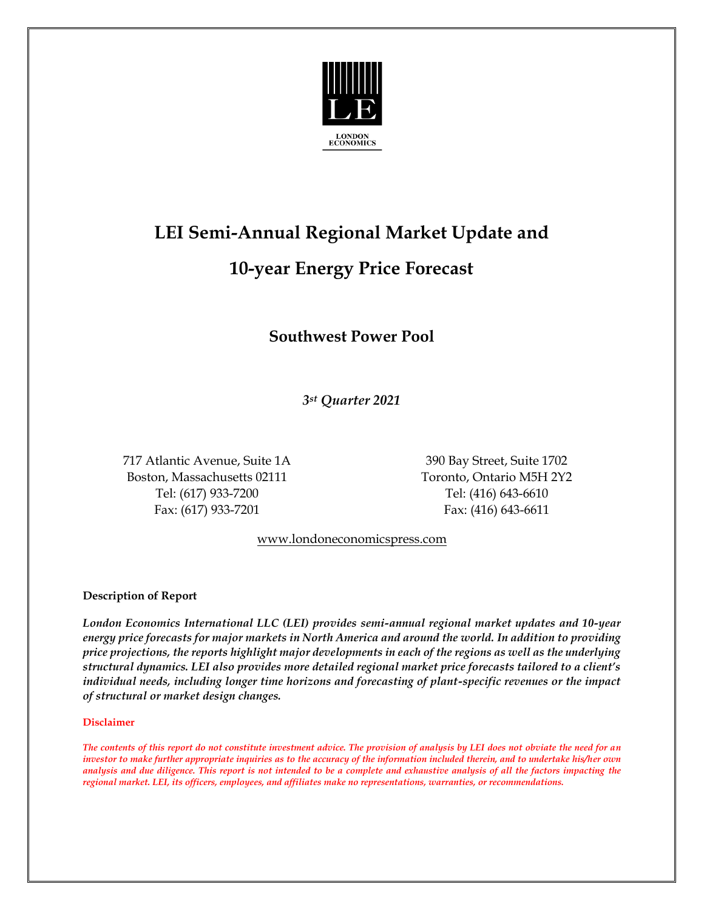LE

LONDON ECONOMICS

# LEI Semi-Annual Regional Market Update and 10-year Energy Price Forecast

## Southwest Power Pool

*3st Quarter 2021*

717 Atlantic Avenue, Suite 1A
Boston, Massachusetts 02111
Tel: (617) 933-7200
Fax: (617) 933-7201

390 Bay Street, Suite 1702
Toronto, Ontario M5H 2Y2
Tel: (416) 643-6610
Fax: (416) 643-6611

www.londoneconomicspress.com

**Description of Report**

***London Economics International LLC (LEI) provides semi-annual regional market updates and 10-year energy price forecasts for major markets in North America and around the world. In addition to providing price projections, the reports highlight major developments in each of the regions as well as the underlying structural dynamics. LEI also provides more detailed regional market price forecasts tailored to a client's individual needs, including longer time horizons and forecasting of plant-specific revenues or the impact of structural or market design changes.***

**Disclaimer**

***The contents of this report do not constitute investment advice. The provision of analysis by LEI does not obviate the need for an investor to make further appropriate inquiries as to the accuracy of the information included therein, and to undertake his/her own analysis and due diligence. This report is not intended to be a complete and exhaustive analysis of all the factors impacting the regional market. LEI, its officers, employees, and affiliates make no representations, warranties, or recommendations.***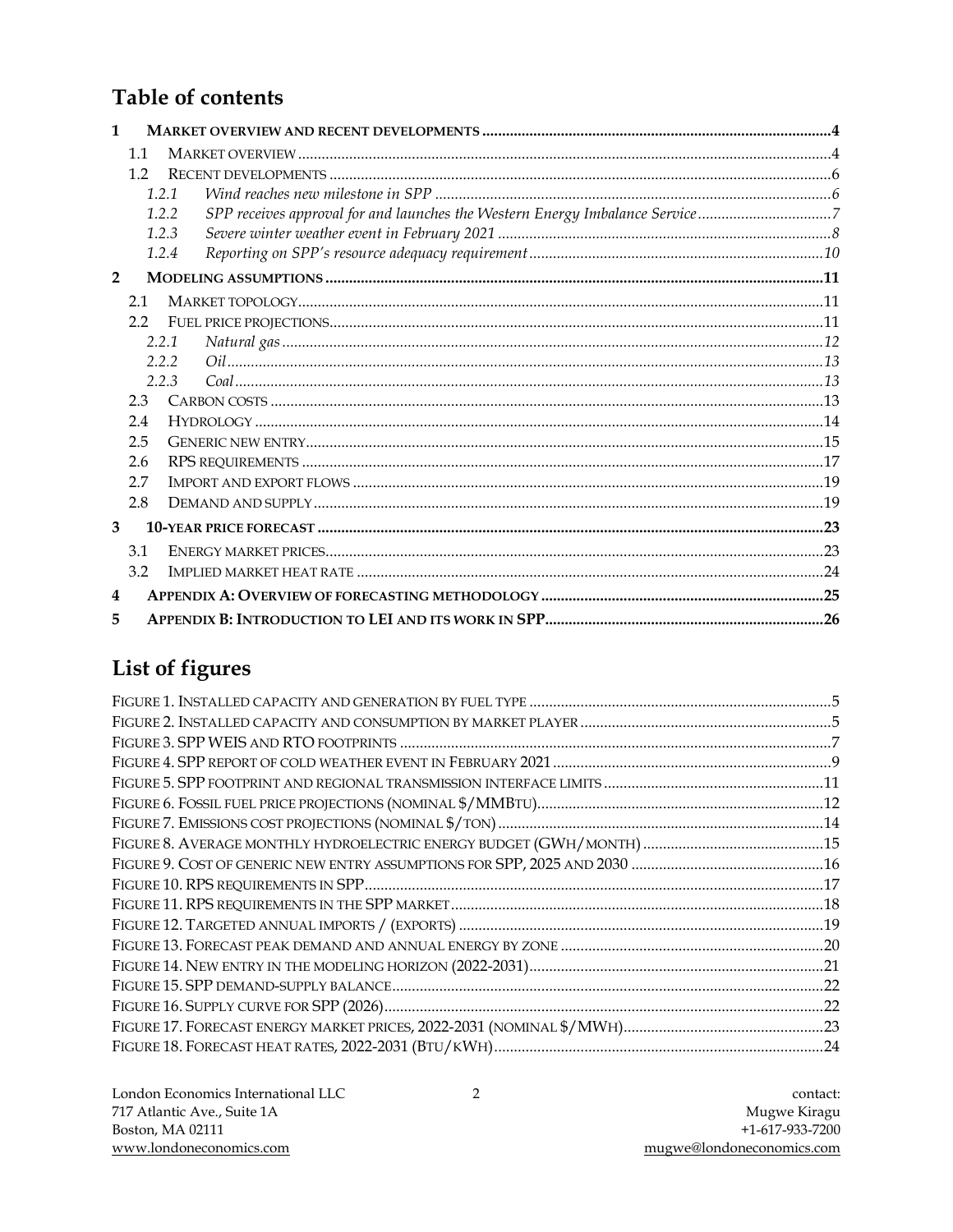# Table of contents

- 1 MARKET OVERVIEW AND RECENT DEVELOPMENTS ....... 4
  - 1.1 MARKET OVERVIEW ....... 4
  - 1.2 RECENT DEVELOPMENTS ....... 6
    - 1.2.1 *Wind reaches new milestone in SPP* ....... 6
    - 1.2.2 *SPP receives approval for and launches the Western Energy Imbalance Service* ....... 7
    - 1.2.3 *Severe winter weather event in February 2021* ....... 8
    - 1.2.4 *Reporting on SPP's resource adequacy requirement* ....... 10
- 2 MODELING ASSUMPTIONS ....... 11
  - 2.1 MARKET TOPOLOGY ....... 11
  - 2.2 FUEL PRICE PROJECTIONS ....... 11
    - 2.2.1 *Natural gas* ....... 12
    - 2.2.2 *Oil* ....... 13
    - 2.2.3 *Coal* ....... 13
  - 2.3 CARBON COSTS ....... 13
  - 2.4 HYDROLOGY ....... 14
  - 2.5 GENERIC NEW ENTRY ....... 15
  - 2.6 RPS REQUIREMENTS ....... 17
  - 2.7 IMPORT AND EXPORT FLOWS ....... 19
  - 2.8 DEMAND AND SUPPLY ....... 19
- 3 10-YEAR PRICE FORECAST ....... 23
  - 3.1 ENERGY MARKET PRICES ....... 23
  - 3.2 IMPLIED MARKET HEAT RATE ....... 24
- 4 APPENDIX A: OVERVIEW OF FORECASTING METHODOLOGY ....... 25
- 5 APPENDIX B: INTRODUCTION TO LEI AND ITS WORK IN SPP ....... 26

# List of figures

- FIGURE 1. INSTALLED CAPACITY AND GENERATION BY FUEL TYPE ....... 5
- FIGURE 2. INSTALLED CAPACITY AND CONSUMPTION BY MARKET PLAYER ....... 5
- FIGURE 3. SPP WEIS AND RTO FOOTPRINTS ....... 7
- FIGURE 4. SPP REPORT OF COLD WEATHER EVENT IN FEBRUARY 2021 ....... 9
- FIGURE 5. SPP FOOTPRINT AND REGIONAL TRANSMISSION INTERFACE LIMITS ....... 11
- FIGURE 6. FOSSIL FUEL PRICE PROJECTIONS (NOMINAL $/MMBTU) ....... 12
- FIGURE 7. EMISSIONS COST PROJECTIONS (NOMINAL $/TON) ....... 14
- FIGURE 8. AVERAGE MONTHLY HYDROELECTRIC ENERGY BUDGET (GWH/MONTH) ....... 15
- FIGURE 9. COST OF GENERIC NEW ENTRY ASSUMPTIONS FOR SPP, 2025 AND 2030 ....... 16
- FIGURE 10. RPS REQUIREMENTS IN SPP ....... 17
- FIGURE 11. RPS REQUIREMENTS IN THE SPP MARKET ....... 18
- FIGURE 12. TARGETED ANNUAL IMPORTS / (EXPORTS) ....... 19
- FIGURE 13. FORECAST PEAK DEMAND AND ANNUAL ENERGY BY ZONE ....... 20
- FIGURE 14. NEW ENTRY IN THE MODELING HORIZON (2022-2031) ....... 21
- FIGURE 15. SPP DEMAND-SUPPLY BALANCE ....... 22
- FIGURE 16. SUPPLY CURVE FOR SPP (2026) ....... 22
- FIGURE 17. FORECAST ENERGY MARKET PRICES, 2022-2031 (NOMINAL $/MWH) ....... 23
- FIGURE 18. FORECAST HEAT RATES, 2022-2031 (BTU/KWH) ....... 24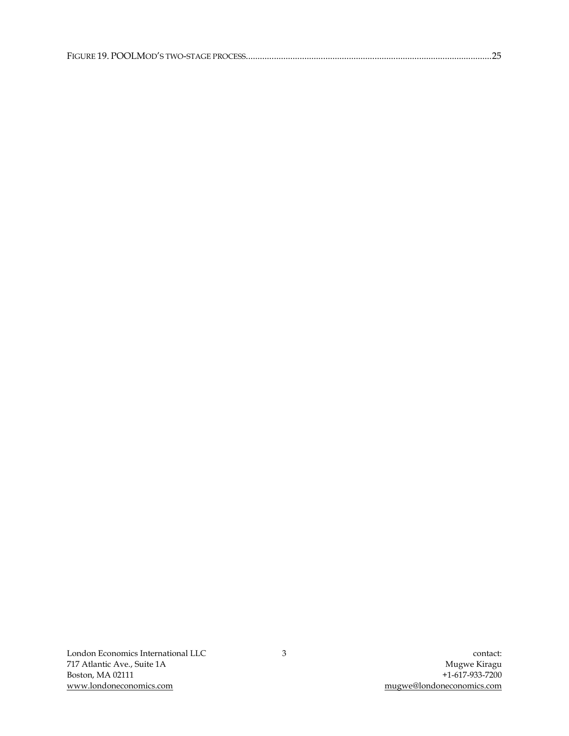FIGURE 19. POOLMOD'S TWO-STAGE PROCESS ........................................................................................................ 25